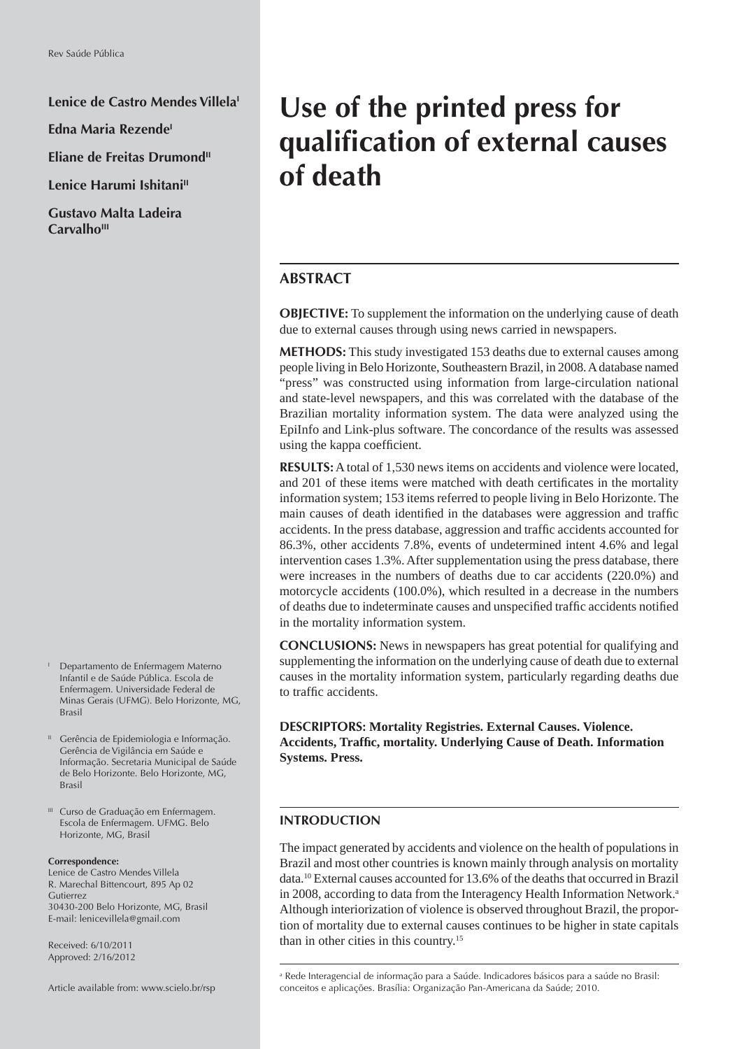**Lenice de Castro Mendes Villela[I]**

**Edna Maria Rezende[I]**

**Eliane de Freitas Drumond[II]**

**Lenice Harumi Ishitani[II]**

**Gustavo Malta Ladeira Carvalho[III]**

# Use of the printed press for qualification of external causes of death

## ABSTRACT

**OBJECTIVE:** To supplement the information on the underlying cause of death due to external causes through using news carried in newspapers.

**METHODS:** This study investigated 153 deaths due to external causes among people living in Belo Horizonte, Southeastern Brazil, in 2008. A database named "press" was constructed using information from large-circulation national and state-level newspapers, and this was correlated with the database of the Brazilian mortality information system. The data were analyzed using the EpiInfo and Link-plus software. The concordance of the results was assessed using the kappa coefficient.

**RESULTS:** A total of 1,530 news items on accidents and violence were located, and 201 of these items were matched with death certificates in the mortality information system; 153 items referred to people living in Belo Horizonte. The main causes of death identified in the databases were aggression and traffic accidents. In the press database, aggression and traffic accidents accounted for 86.3%, other accidents 7.8%, events of undetermined intent 4.6% and legal intervention cases 1.3%. After supplementation using the press database, there were increases in the numbers of deaths due to car accidents (220.0%) and motorcycle accidents (100.0%), which resulted in a decrease in the numbers of deaths due to indeterminate causes and unspecified traffic accidents notified in the mortality information system.

**CONCLUSIONS:** News in newspapers has great potential for qualifying and supplementing the information on the underlying cause of death due to external causes in the mortality information system, particularly regarding deaths due to traffic accidents.

**DESCRIPTORS: Mortality Registries. External Causes. Violence. Accidents, Traffic, mortality. Underlying Cause of Death. Information Systems. Press.**

## INTRODUCTION

The impact generated by accidents and violence on the health of populations in Brazil and most other countries is known mainly through analysis on mortality data.[10] External causes accounted for 13.6% of the deaths that occurred in Brazil in 2008, according to data from the Interagency Health Information Network.[a] Although interiorization of violence is observed throughout Brazil, the proportion of mortality due to external causes continues to be higher in state capitals than in other cities in this country.[15]

[a] Rede Interagencial de informação para a Saúde. Indicadores básicos para a saúde no Brasil: conceitos e aplicações. Brasília: Organização Pan-Americana da Saúde; 2010.

[I] Departamento de Enfermagem Materno Infantil e de Saúde Pública. Escola de Enfermagem. Universidade Federal de Minas Gerais (UFMG). Belo Horizonte, MG, Brasil

[II] Gerência de Epidemiologia e Informação. Gerência de Vigilância em Saúde e Informação. Secretaria Municipal de Saúde de Belo Horizonte. Belo Horizonte, MG, Brasil

[III] Curso de Graduação em Enfermagem. Escola de Enfermagem. UFMG. Belo Horizonte, MG, Brasil

**Correspondence:**
Lenice de Castro Mendes Villela
R. Marechal Bittencourt, 895 Ap 02
Gutierrez
30430-200 Belo Horizonte, MG, Brasil
E-mail: lenicevillela@gmail.com

Received: 6/10/2011
Approved: 2/16/2012

Article available from: www.scielo.br/rsp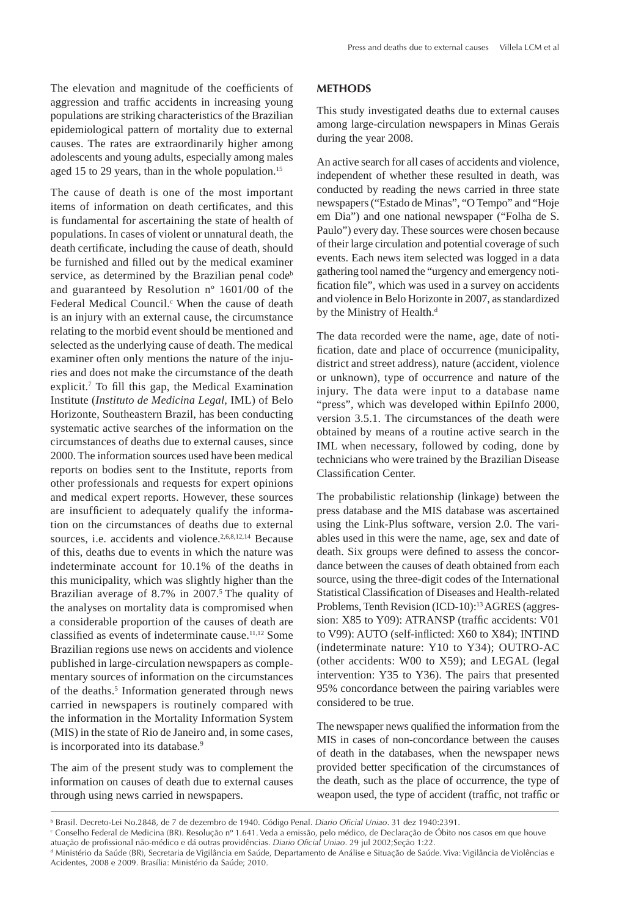The elevation and magnitude of the coefficients of aggression and traffic accidents in increasing young populations are striking characteristics of the Brazilian epidemiological pattern of mortality due to external causes. The rates are extraordinarily higher among adolescents and young adults, especially among males aged 15 to 29 years, than in the whole population.[15]

The cause of death is one of the most important items of information on death certificates, and this is fundamental for ascertaining the state of health of populations. In cases of violent or unnatural death, the death certificate, including the cause of death, should be furnished and filled out by the medical examiner service, as determined by the Brazilian penal code[b] and guaranteed by Resolution nº 1601/00 of the Federal Medical Council.[c] When the cause of death is an injury with an external cause, the circumstance relating to the morbid event should be mentioned and selected as the underlying cause of death. The medical examiner often only mentions the nature of the injuries and does not make the circumstance of the death explicit.[7] To fill this gap, the Medical Examination Institute (*Instituto de Medicina Legal*, IML) of Belo Horizonte, Southeastern Brazil, has been conducting systematic active searches of the information on the circumstances of deaths due to external causes, since 2000. The information sources used have been medical reports on bodies sent to the Institute, reports from other professionals and requests for expert opinions and medical expert reports. However, these sources are insufficient to adequately qualify the information on the circumstances of deaths due to external sources, i.e. accidents and violence.[2,6,8,12,14] Because of this, deaths due to events in which the nature was indeterminate account for 10.1% of the deaths in this municipality, which was slightly higher than the Brazilian average of 8.7% in 2007.[5] The quality of the analyses on mortality data is compromised when a considerable proportion of the causes of death are classified as events of indeterminate cause.[11,12] Some Brazilian regions use news on accidents and violence published in large-circulation newspapers as complementary sources of information on the circumstances of the deaths.[5] Information generated through news carried in newspapers is routinely compared with the information in the Mortality Information System (MIS) in the state of Rio de Janeiro and, in some cases, is incorporated into its database.[9]

The aim of the present study was to complement the information on causes of death due to external causes through using news carried in newspapers.

## METHODS

This study investigated deaths due to external causes among large-circulation newspapers in Minas Gerais during the year 2008.

An active search for all cases of accidents and violence, independent of whether these resulted in death, was conducted by reading the news carried in three state newspapers ("Estado de Minas", "O Tempo" and "Hoje em Dia") and one national newspaper ("Folha de S. Paulo") every day. These sources were chosen because of their large circulation and potential coverage of such events. Each news item selected was logged in a data gathering tool named the "urgency and emergency notification file", which was used in a survey on accidents and violence in Belo Horizonte in 2007, as standardized by the Ministry of Health.[d]

The data recorded were the name, age, date of notification, date and place of occurrence (municipality, district and street address), nature (accident, violence or unknown), type of occurrence and nature of the injury. The data were input to a database name "press", which was developed within EpiInfo 2000, version 3.5.1. The circumstances of the death were obtained by means of a routine active search in the IML when necessary, followed by coding, done by technicians who were trained by the Brazilian Disease Classification Center.

The probabilistic relationship (linkage) between the press database and the MIS database was ascertained using the Link-Plus software, version 2.0. The variables used in this were the name, age, sex and date of death. Six groups were defined to assess the concordance between the causes of death obtained from each source, using the three-digit codes of the International Statistical Classification of Diseases and Health-related Problems, Tenth Revision (ICD-10):[13] AGRES (aggression: X85 to Y09): ATRANSP (traffic accidents: V01 to V99): AUTO (self-inflicted: X60 to X84); INTIND (indeterminate nature: Y10 to Y34); OUTRO-AC (other accidents: W00 to X59); and LEGAL (legal intervention: Y35 to Y36). The pairs that presented 95% concordance between the pairing variables were considered to be true.

The newspaper news qualified the information from the MIS in cases of non-concordance between the causes of death in the databases, when the newspaper news provided better specification of the circumstances of the death, such as the place of occurrence, the type of weapon used, the type of accident (traffic, not traffic or

---

[b] Brasil. Decreto-Lei No.2848, de 7 de dezembro de 1940. Código Penal. *Diario Oficial Uniao*. 31 dez 1940:2391.

[c] Conselho Federal de Medicina (BR). Resolução nº 1.641. Veda a emissão, pelo médico, de Declaração de Óbito nos casos em que houve atuação de profissional não-médico e dá outras providências. *Diario Oficial Uniao*. 29 jul 2002;Seção 1:22.

[d] Ministério da Saúde (BR), Secretaria de Vigilância em Saúde, Departamento de Análise e Situação de Saúde. Viva: Vigilância de Violências e Acidentes, 2008 e 2009. Brasília: Ministério da Saúde; 2010.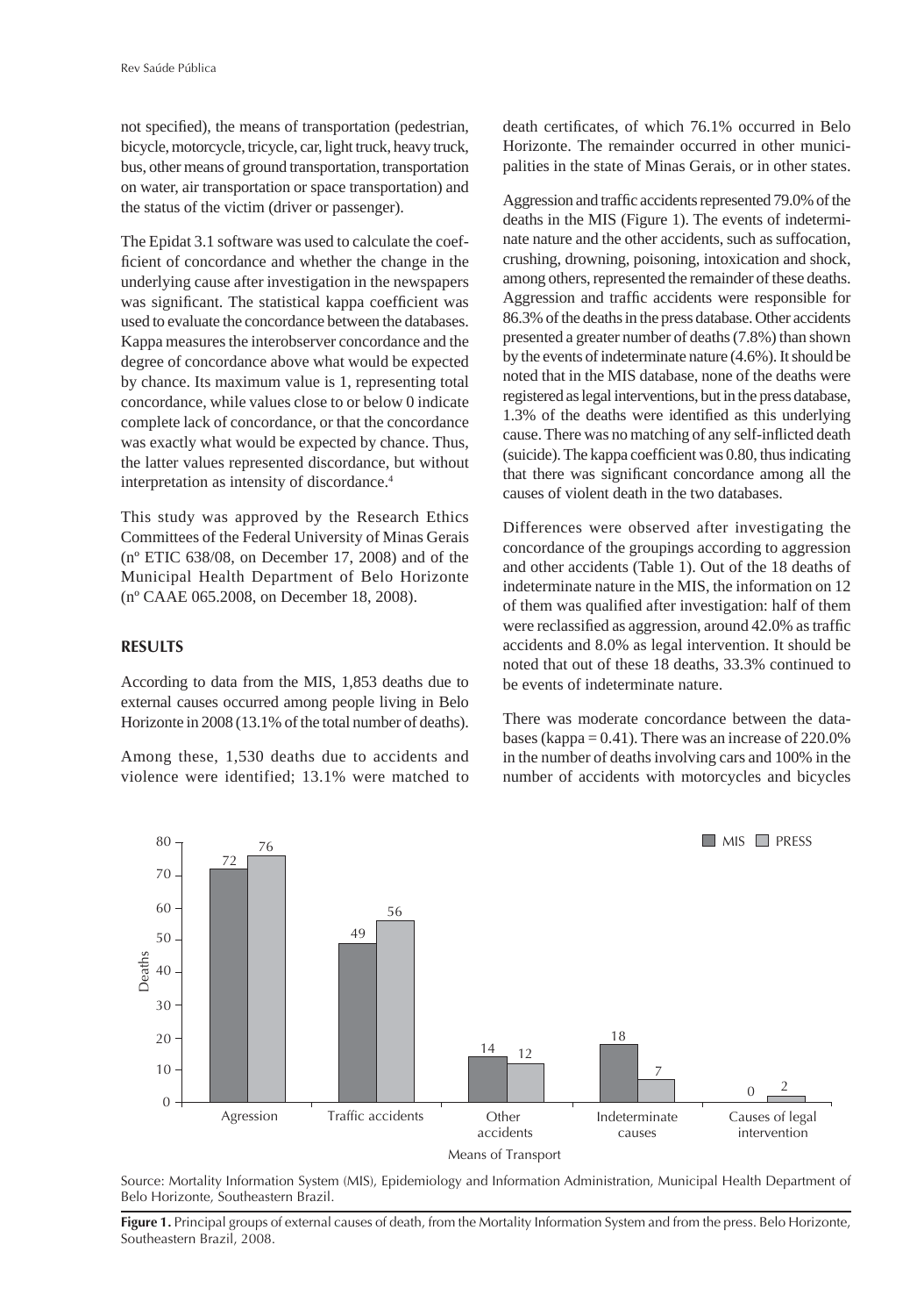not specified), the means of transportation (pedestrian, bicycle, motorcycle, tricycle, car, light truck, heavy truck, bus, other means of ground transportation, transportation on water, air transportation or space transportation) and the status of the victim (driver or passenger).

The Epidat 3.1 software was used to calculate the coefficient of concordance and whether the change in the underlying cause after investigation in the newspapers was significant. The statistical kappa coefficient was used to evaluate the concordance between the databases. Kappa measures the interobserver concordance and the degree of concordance above what would be expected by chance. Its maximum value is 1, representing total concordance, while values close to or below 0 indicate complete lack of concordance, or that the concordance was exactly what would be expected by chance. Thus, the latter values represented discordance, but without interpretation as intensity of discordance.[4]

This study was approved by the Research Ethics Committees of the Federal University of Minas Gerais (nº ETIC 638/08, on December 17, 2008) and of the Municipal Health Department of Belo Horizonte (nº CAAE 065.2008, on December 18, 2008).

## RESULTS

According to data from the MIS, 1,853 deaths due to external causes occurred among people living in Belo Horizonte in 2008 (13.1% of the total number of deaths).

Among these, 1,530 deaths due to accidents and violence were identified; 13.1% were matched to death certificates, of which 76.1% occurred in Belo Horizonte. The remainder occurred in other municipalities in the state of Minas Gerais, or in other states.

Aggression and traffic accidents represented 79.0% of the deaths in the MIS (Figure 1). The events of indeterminate nature and the other accidents, such as suffocation, crushing, drowning, poisoning, intoxication and shock, among others, represented the remainder of these deaths. Aggression and traffic accidents were responsible for 86.3% of the deaths in the press database. Other accidents presented a greater number of deaths (7.8%) than shown by the events of indeterminate nature (4.6%). It should be noted that in the MIS database, none of the deaths were registered as legal interventions, but in the press database, 1.3% of the deaths were identified as this underlying cause. There was no matching of any self-inflicted death (suicide). The kappa coefficient was 0.80, thus indicating that there was significant concordance among all the causes of violent death in the two databases.

Differences were observed after investigating the concordance of the groupings according to aggression and other accidents (Table 1). Out of the 18 deaths of indeterminate nature in the MIS, the information on 12 of them was qualified after investigation: half of them were reclassified as aggression, around 42.0% as traffic accidents and 8.0% as legal intervention. It should be noted that out of these 18 deaths, 33.3% continued to be events of indeterminate nature.

There was moderate concordance between the databases (kappa = 0.41). There was an increase of 220.0% in the number of deaths involving cars and 100% in the number of accidents with motorcycles and bicycles

| Means of Transport | MIS | PRESS |
|---|---|---|
| Agression | 72 | 76 |
| Traffic accidents | 49 | 56 |
| Other accidents | 14 | 12 |
| Indeterminate causes | 18 | 7 |
| Causes of legal intervention | 0 | 2 |

Source: Mortality Information System (MIS), Epidemiology and Information Administration, Municipal Health Department of Belo Horizonte, Southeastern Brazil.

**Figure 1.** Principal groups of external causes of death, from the Mortality Information System and from the press. Belo Horizonte, Southeastern Brazil, 2008.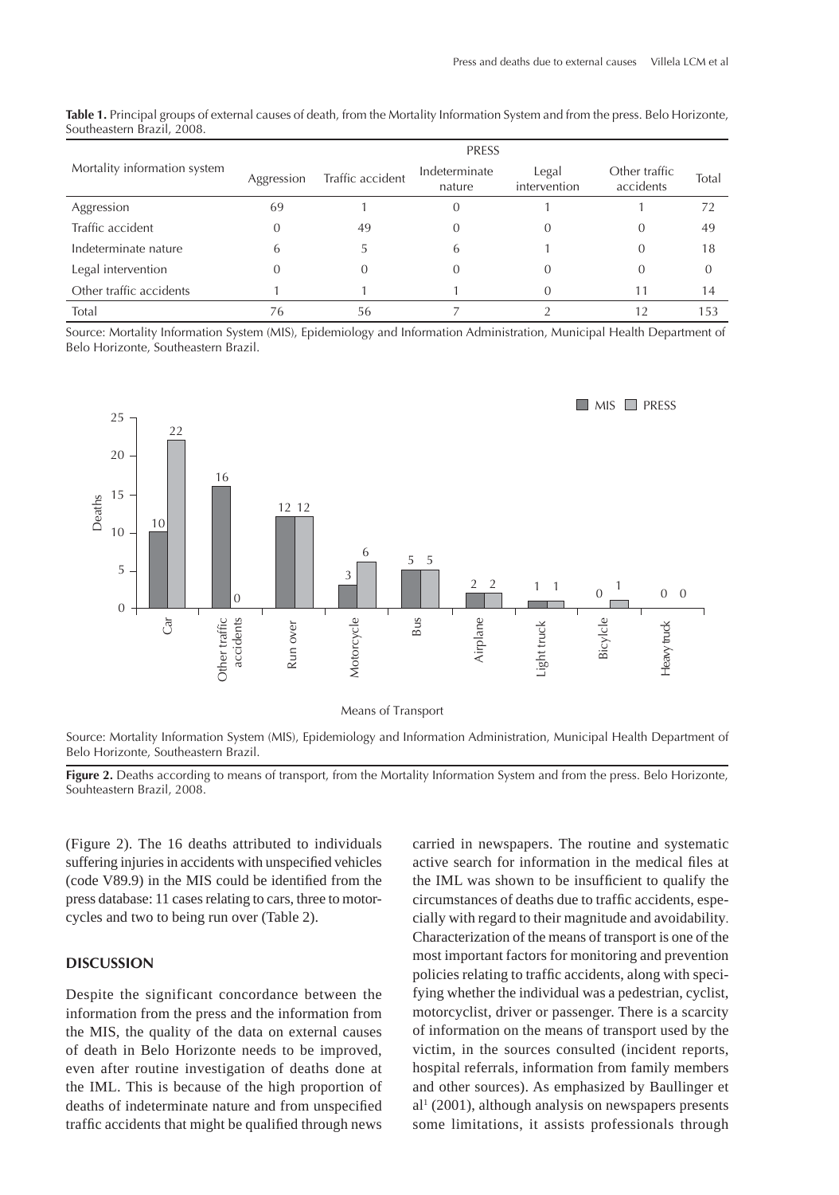**Table 1.** Principal groups of external causes of death, from the Mortality Information System and from the press. Belo Horizonte, Southeastern Brazil, 2008.

| Mortality information system | PRESS | | | | | |
|---|---|---|---|---|---|---|
| | Aggression | Traffic accident | Indeterminate nature | Legal intervention | Other traffic accidents | Total |
| Aggression | 69 | 1 | 0 | 1 | 1 | 72 |
| Traffic accident | 0 | 49 | 0 | 0 | 0 | 49 |
| Indeterminate nature | 6 | 5 | 6 | 1 | 0 | 18 |
| Legal intervention | 0 | 0 | 0 | 0 | 0 | 0 |
| Other traffic accidents | 1 | 1 | 1 | 0 | 11 | 14 |
| Total | 76 | 56 | 7 | 2 | 12 | 153 |

Source: Mortality Information System (MIS), Epidemiology and Information Administration, Municipal Health Department of Belo Horizonte, Southeastern Brazil.

Source: Mortality Information System (MIS), Epidemiology and Information Administration, Municipal Health Department of Belo Horizonte, Southeastern Brazil.

**Figure 2.** Deaths according to means of transport, from the Mortality Information System and from the press. Belo Horizonte, Souhteastern Brazil, 2008.

(Figure 2). The 16 deaths attributed to individuals suffering injuries in accidents with unspecified vehicles (code V89.9) in the MIS could be identified from the press database: 11 cases relating to cars, three to motorcycles and two to being run over (Table 2).

## DISCUSSION

Despite the significant concordance between the information from the press and the information from the MIS, the quality of the data on external causes of death in Belo Horizonte needs to be improved, even after routine investigation of deaths done at the IML. This is because of the high proportion of deaths of indeterminate nature and from unspecified traffic accidents that might be qualified through news carried in newspapers. The routine and systematic active search for information in the medical files at the IML was shown to be insufficient to qualify the circumstances of deaths due to traffic accidents, especially with regard to their magnitude and avoidability. Characterization of the means of transport is one of the most important factors for monitoring and prevention policies relating to traffic accidents, along with specifying whether the individual was a pedestrian, cyclist, motorcyclist, driver or passenger. There is a scarcity of information on the means of transport used by the victim, in the sources consulted (incident reports, hospital referrals, information from family members and other sources). As emphasized by Baullinger et al[1] (2001), although analysis on newspapers presents some limitations, it assists professionals through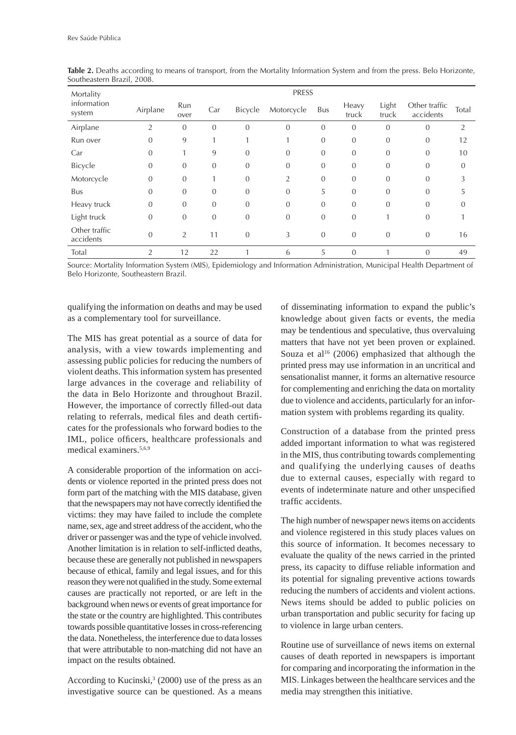**Table 2.** Deaths according to means of transport, from the Mortality Information System and from the press. Belo Horizonte, Southeastern Brazil, 2008.

| Mortality information system | PRESS | | | | | | | | | |
|---|---|---|---|---|---|---|---|---|---|---|
| | Airplane | Run over | Car | Bicycle | Motorcycle | Bus | Heavy truck | Light truck | Other traffic accidents | Total |
| Airplane | 2 | 0 | 0 | 0 | 0 | 0 | 0 | 0 | 0 | 2 |
| Run over | 0 | 9 | 1 | 1 | 1 | 0 | 0 | 0 | 0 | 12 |
| Car | 0 | 1 | 9 | 0 | 0 | 0 | 0 | 0 | 0 | 10 |
| Bicycle | 0 | 0 | 0 | 0 | 0 | 0 | 0 | 0 | 0 | 0 |
| Motorcycle | 0 | 0 | 1 | 0 | 2 | 0 | 0 | 0 | 0 | 3 |
| Bus | 0 | 0 | 0 | 0 | 0 | 5 | 0 | 0 | 0 | 5 |
| Heavy truck | 0 | 0 | 0 | 0 | 0 | 0 | 0 | 0 | 0 | 0 |
| Light truck | 0 | 0 | 0 | 0 | 0 | 0 | 0 | 1 | 0 | 1 |
| Other traffic accidents | 0 | 2 | 11 | 0 | 3 | 0 | 0 | 0 | 0 | 16 |
| Total | 2 | 12 | 22 | 1 | 6 | 5 | 0 | 1 | 0 | 49 |

Source: Mortality Information System (MIS), Epidemiology and Information Administration, Municipal Health Department of Belo Horizonte, Southeastern Brazil.

qualifying the information on deaths and may be used as a complementary tool for surveillance.

The MIS has great potential as a source of data for analysis, with a view towards implementing and assessing public policies for reducing the numbers of violent deaths. This information system has presented large advances in the coverage and reliability of the data in Belo Horizonte and throughout Brazil. However, the importance of correctly filled-out data relating to referrals, medical files and death certificates for the professionals who forward bodies to the IML, police officers, healthcare professionals and medical examiners.[5,6,9]

A considerable proportion of the information on accidents or violence reported in the printed press does not form part of the matching with the MIS database, given that the newspapers may not have correctly identified the victims: they may have failed to include the complete name, sex, age and street address of the accident, who the driver or passenger was and the type of vehicle involved. Another limitation is in relation to self-inflicted deaths, because these are generally not published in newspapers because of ethical, family and legal issues, and for this reason they were not qualified in the study. Some external causes are practically not reported, or are left in the background when news or events of great importance for the state or the country are highlighted. This contributes towards possible quantitative losses in cross-referencing the data. Nonetheless, the interference due to data losses that were attributable to non-matching did not have an impact on the results obtained.

According to Kucinski,[3] (2000) use of the press as an investigative source can be questioned. As a means of disseminating information to expand the public's knowledge about given facts or events, the media may be tendentious and speculative, thus overvaluing matters that have not yet been proven or explained. Souza et al[16] (2006) emphasized that although the printed press may use information in an uncritical and sensationalist manner, it forms an alternative resource for complementing and enriching the data on mortality due to violence and accidents, particularly for an information system with problems regarding its quality.

Construction of a database from the printed press added important information to what was registered in the MIS, thus contributing towards complementing and qualifying the underlying causes of deaths due to external causes, especially with regard to events of indeterminate nature and other unspecified traffic accidents.

The high number of newspaper news items on accidents and violence registered in this study places values on this source of information. It becomes necessary to evaluate the quality of the news carried in the printed press, its capacity to diffuse reliable information and its potential for signaling preventive actions towards reducing the numbers of accidents and violent actions. News items should be added to public policies on urban transportation and public security for facing up to violence in large urban centers.

Routine use of surveillance of news items on external causes of death reported in newspapers is important for comparing and incorporating the information in the MIS. Linkages between the healthcare services and the media may strengthen this initiative.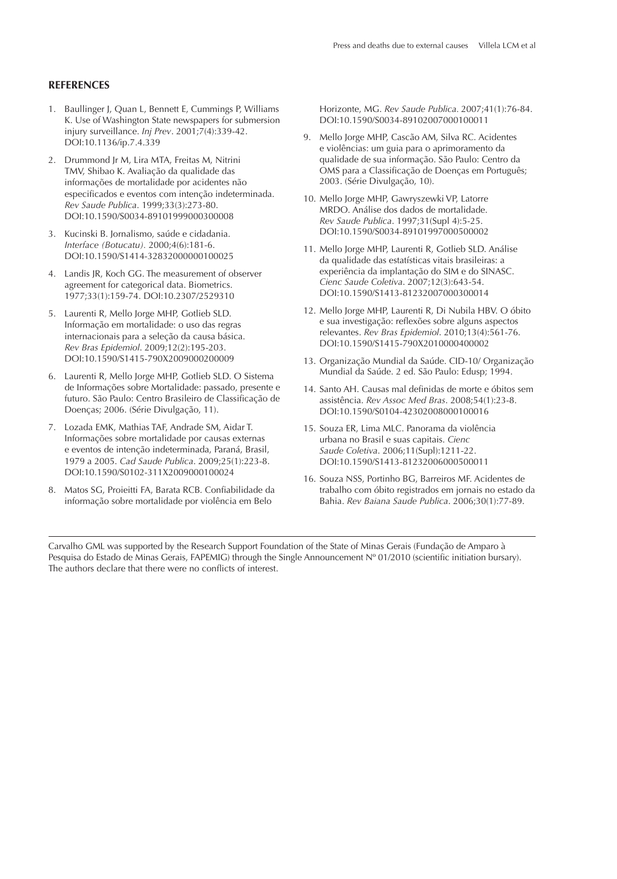## REFERENCES

1. Baullinger J, Quan L, Bennett E, Cummings P, Williams K. Use of Washington State newspapers for submersion injury surveillance. *Inj Prev*. 2001;7(4):339-42. DOI:10.1136/ip.7.4.339
2. Drummond Jr M, Lira MTA, Freitas M, Nitrini TMV, Shibao K. Avaliação da qualidade das informações de mortalidade por acidentes não especificados e eventos com intenção indeterminada. *Rev Saude Publica*. 1999;33(3):273-80. DOI:10.1590/S0034-89101999000300008
3. Kucinski B. Jornalismo, saúde e cidadania. *Interface (Botucatu)*. 2000;4(6):181-6. DOI:10.1590/S1414-32832000000100025
4. Landis JR, Koch GG. The measurement of observer agreement for categorical data. Biometrics. 1977;33(1):159-74. DOI:10.2307/2529310
5. Laurenti R, Mello Jorge MHP, Gotlieb SLD. Informação em mortalidade: o uso das regras internacionais para a seleção da causa básica. *Rev Bras Epidemiol*. 2009;12(2):195-203. DOI:10.1590/S1415-790X2009000200009
6. Laurenti R, Mello Jorge MHP, Gotlieb SLD. O Sistema de Informações sobre Mortalidade: passado, presente e futuro. São Paulo: Centro Brasileiro de Classificação de Doenças; 2006. (Série Divulgação, 11).
7. Lozada EMK, Mathias TAF, Andrade SM, Aidar T. Informações sobre mortalidade por causas externas e eventos de intenção indeterminada, Paraná, Brasil, 1979 a 2005. *Cad Saude Publica*. 2009;25(1):223-8. DOI:10.1590/S0102-311X2009000100024
8. Matos SG, Proieitti FA, Barata RCB. Confiabilidade da informação sobre mortalidade por violência em Belo Horizonte, MG. *Rev Saude Publica*. 2007;41(1):76-84. DOI:10.1590/S0034-89102007000100011
9. Mello Jorge MHP, Cascão AM, Silva RC. Acidentes e violências: um guia para o aprimoramento da qualidade de sua informação. São Paulo: Centro da OMS para a Classificação de Doenças em Português; 2003. (Série Divulgação, 10).
10. Mello Jorge MHP, Gawryszewki VP, Latorre MRDO. Análise dos dados de mortalidade. *Rev Saude Publica*. 1997;31(Supl 4):5-25. DOI:10.1590/S0034-89101997000500002
11. Mello Jorge MHP, Laurenti R, Gotlieb SLD. Análise da qualidade das estatísticas vitais brasileiras: a experiência da implantação do SIM e do SINASC. *Cienc Saude Coletiva*. 2007;12(3):643-54. DOI:10.1590/S1413-81232007000300014
12. Mello Jorge MHP, Laurenti R, Di Nubila HBV. O óbito e sua investigação: reflexões sobre alguns aspectos relevantes. *Rev Bras Epidemiol*. 2010;13(4):561-76. DOI:10.1590/S1415-790X2010000400002
13. Organização Mundial da Saúde. CID-10/ Organização Mundial da Saúde. 2 ed. São Paulo: Edusp; 1994.
14. Santo AH. Causas mal definidas de morte e óbitos sem assistência. *Rev Assoc Med Bras*. 2008;54(1):23-8. DOI:10.1590/S0104-42302008000100016
15. Souza ER, Lima MLC. Panorama da violência urbana no Brasil e suas capitais. *Cienc Saude Coletiva*. 2006;11(Supl):1211-22. DOI:10.1590/S1413-81232006000500011
16. Souza NSS, Portinho BG, Barreiros MF. Acidentes de trabalho com óbito registrados em jornais no estado da Bahia. *Rev Baiana Saude Publica*. 2006;30(1):77-89.

---

Carvalho GML was supported by the Research Support Foundation of the State of Minas Gerais (Fundação de Amparo à Pesquisa do Estado de Minas Gerais, FAPEMIG) through the Single Announcement Nº 01/2010 (scientific initiation bursary).
The authors declare that there were no conflicts of interest.